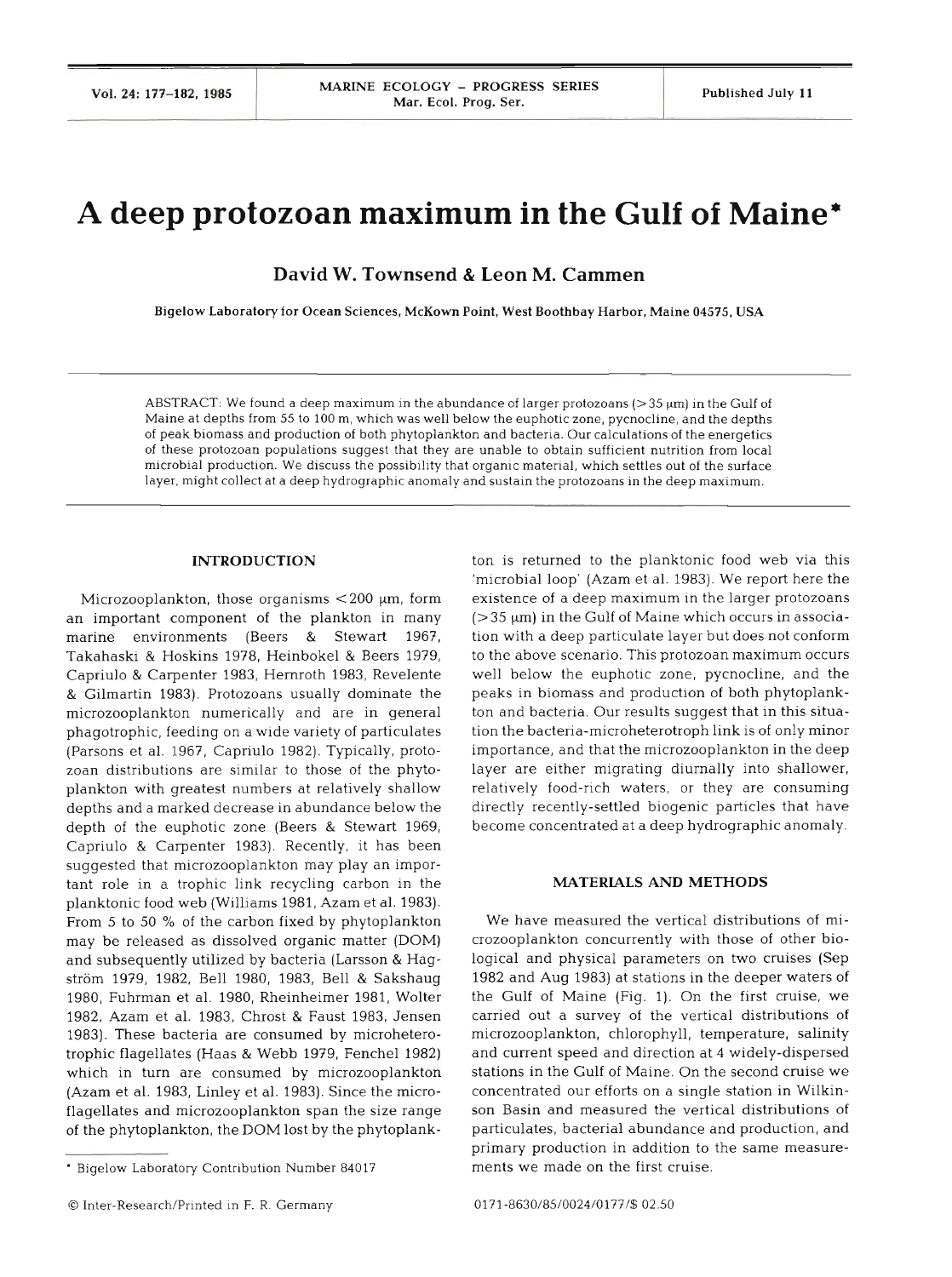# A deep protozoan maximum in the Gulf of Maine*

**David W. Townsend & Leon M. Cammen**

Bigelow Laboratory for Ocean Sciences, McKown Point, West Boothbay Harbor, Maine 04575, USA

ABSTRACT: We found a deep maximum in the abundance of larger protozoans (>35 µm) in the Gulf of Maine at depths from 55 to 100 m, which was well below the euphotic zone, pycnocline, and the depths of peak biomass and production of both phytoplankton and bacteria. Our calculations of the energetics of these protozoan populations suggest that they are unable to obtain sufficient nutrition from local microbial production. We discuss the possibility that organic material, which settles out of the surface layer, might collect at a deep hydrographic anomaly and sustain the protozoans in the deep maximum.

## INTRODUCTION

Microzooplankton, those organisms <200 µm, form an important component of the plankton in many marine environments (Beers & Stewart 1967, Takahaski & Hoskins 1978, Heinbokel & Beers 1979, Capriulo & Carpenter 1983, Hernroth 1983, Revelente & Gilmartin 1983). Protozoans usually dominate the microzooplankton numerically and are in general phagotrophic, feeding on a wide variety of particulates (Parsons et al. 1967, Capriulo 1982). Typically, protozoan distributions are similar to those of the phytoplankton with greatest numbers at relatively shallow depths and a marked decrease in abundance below the depth of the euphotic zone (Beers & Stewart 1969, Capriulo & Carpenter 1983). Recently, it has been suggested that microzooplankton may play an important role in a trophic link recycling carbon in the planktonic food web (Williams 1981, Azam et al. 1983). From 5 to 50 % of the carbon fixed by phytoplankton may be released as dissolved organic matter (DOM) and subsequently utilized by bacteria (Larsson & Hagström 1979, 1982, Bell 1980, 1983, Bell & Sakshaug 1980, Fuhrman et al. 1980, Rheinheimer 1981, Wolter 1982, Azam et al. 1983, Chrost & Faust 1983, Jensen 1983). These bacteria are consumed by microheterotrophic flagellates (Haas & Webb 1979, Fenchel 1982) which in turn are consumed by microzooplankton (Azam et al. 1983, Linley et al. 1983). Since the microflagellates and microzooplankton span the size range of the phytoplankton, the DOM lost by the phytoplankton is returned to the planktonic food web via this 'microbial loop' (Azam et al. 1983). We report here the existence of a deep maximum in the larger protozoans (>35 µm) in the Gulf of Maine which occurs in association with a deep particulate layer but does not conform to the above scenario. This protozoan maximum occurs well below the euphotic zone, pycnocline, and the peaks in biomass and production of both phytoplankton and bacteria. Our results suggest that in this situation the bacteria-microheterotroph link is of only minor importance, and that the microzooplankton in the deep layer are either migrating diurnally into shallower, relatively food-rich waters, or they are consuming directly recently-settled biogenic particles that have become concentrated at a deep hydrographic anomaly.

## MATERIALS AND METHODS

We have measured the vertical distributions of microzooplankton concurrently with those of other biological and physical parameters on two cruises (Sep 1982 and Aug 1983) at stations in the deeper waters of the Gulf of Maine (Fig. 1). On the first cruise, we carried out a survey of the vertical distributions of microzooplankton, chlorophyll, temperature, salinity and current speed and direction at 4 widely-dispersed stations in the Gulf of Maine. On the second cruise we concentrated our efforts on a single station in Wilkinson Basin and measured the vertical distributions of particulates, bacterial abundance and production, and primary production in addition to the same measurements we made on the first cruise.

* Bigelow Laboratory Contribution Number 84017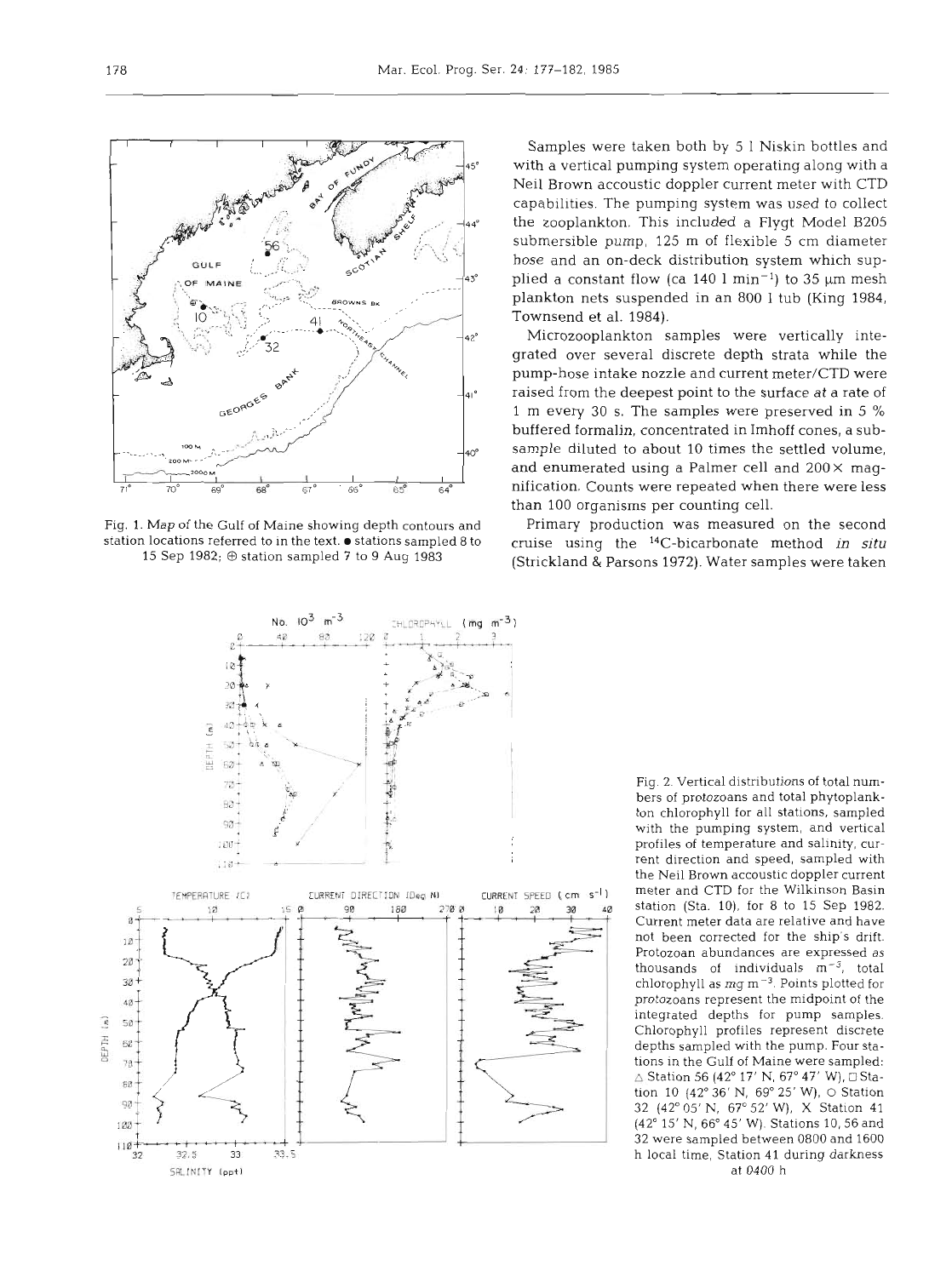Fig. 1. Map of the Gulf of Maine showing depth contours and station locations referred to in the text. ● stations sampled 8 to 15 Sep 1982; ⊕ station sampled 7 to 9 Aug 1983

Samples were taken both by 5 l Niskin bottles and with a vertical pumping system operating along with a Neil Brown accoustic doppler current meter with CTD capabilities. The pumping system was used to collect the zooplankton. This included a Flygt Model B205 submersible pump, 125 m of flexible 5 cm diameter hose and an on-deck distribution system which supplied a constant flow (ca 140 l $min^{-1}$) to 35 µm mesh plankton nets suspended in an 800 l tub (King 1984, Townsend et al. 1984).

Microzooplankton samples were vertically integrated over several discrete depth strata while the pump-hose intake nozzle and current meter/CTD were raised from the deepest point to the surface at a rate of 1 m every 30 s. The samples were preserved in 5 % buffered formalin, concentrated in Imhoff cones, a subsample diluted to about 10 times the settled volume, and enumerated using a Palmer cell and 200× magnification. Counts were repeated when there were less than 100 organisms per counting cell.

Primary production was measured on the second cruise using the $^{14}C$-bicarbonate method *in situ* (Strickland & Parsons 1972). Water samples were taken

Fig. 2. Vertical distributions of total numbers of protozoans and total phytoplankton chlorophyll for all stations, sampled with the pumping system, and vertical profiles of temperature and salinity, current direction and speed, sampled with the Neil Brown accoustic doppler current meter and CTD for the Wilkinson Basin station (Sta. 10), for 8 to 15 Sep 1982. Current meter data are relative and have not been corrected for the ship's drift. Protozoan abundances are expressed as thousands of individuals $m^{-3}$, total chlorophyll as mg $m^{-3}$. Points plotted for protozoans represent the midpoint of the integrated depths for pump samples. Chlorophyll profiles represent discrete depths sampled with the pump. Four stations in the Gulf of Maine were sampled: △ Station 56 (42° 17′ N, 67° 47′ W), □ Station 10 (42° 36′ N, 69° 25′ W), ○ Station 32 (42° 05′ N, 67° 52′ W), X Station 41 (42° 15′ N, 66° 45′ W). Stations 10, 56 and 32 were sampled between 0800 and 1600 h local time, Station 41 during darkness at 0400 h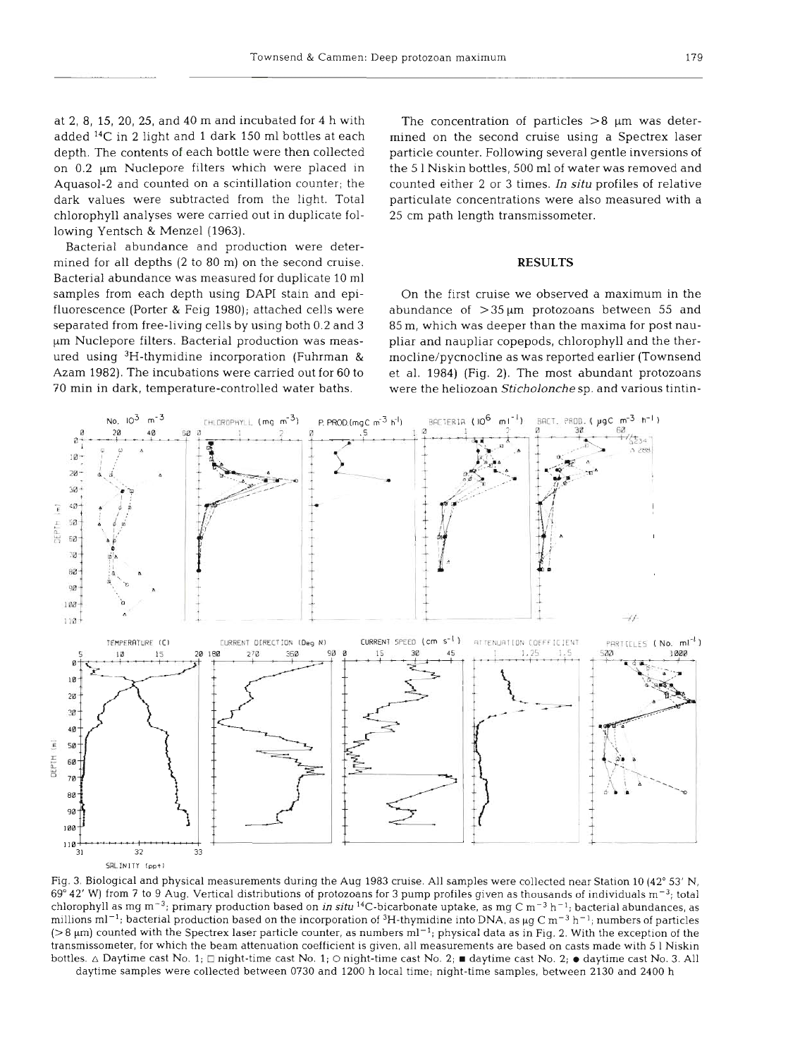at 2, 8, 15, 20, 25, and 40 m and incubated for 4 h with added $^{14}C$ in 2 light and 1 dark 150 ml bottles at each depth. The contents of each bottle were then collected on 0.2 µm Nuclepore filters which were placed in Aquasol-2 and counted on a scintillation counter; the dark values were subtracted from the light. Total chlorophyll analyses were carried out in duplicate following Yentsch & Menzel (1963).

Bacterial abundance and production were determined for all depths (2 to 80 m) on the second cruise. Bacterial abundance was measured for duplicate 10 ml samples from each depth using DAPI stain and epifluorescence (Porter & Feig 1980); attached cells were separated from free-living cells by using both 0.2 and 3 µm Nuclepore filters. Bacterial production was measured using $^{3}H$-thymidine incorporation (Fuhrman & Azam 1982). The incubations were carried out for 60 to 70 min in dark, temperature-controlled water baths.

The concentration of particles >8 µm was determined on the second cruise using a Spectrex laser particle counter. Following several gentle inversions of the 5 l Niskin bottles, 500 ml of water was removed and counted either 2 or 3 times. *In situ* profiles of relative particulate concentrations were also measured with a 25 cm path length transmissometer.

## RESULTS

On the first cruise we observed a maximum in the abundance of >35 µm protozoans between 55 and 85 m, which was deeper than the maxima for post naupliar and naupliar copepods, chlorophyll and the thermocline/pycnocline as was reported earlier (Townsend et al. 1984) (Fig. 2). The most abundant protozoans were the heliozoan *Sticholonche* sp. and various tintin-

Fig. 3. Biological and physical measurements during the Aug 1983 cruise. All samples were collected near Station 10 (42° 53′ N, 69° 42′ W) from 7 to 9 Aug. Vertical distributions of protozoans for 3 pump profiles given as thousands of individuals $m^{-3}$; total chlorophyll as mg $m^{-3}$; primary production based on *in situ* $^{14}C$-bicarbonate uptake, as mg C $m^{-3}$ $h^{-1}$; bacterial abundances, as millions $ml^{-1}$; bacterial production based on the incorporation of $^{3}H$-thymidine into DNA, as µg C $m^{-3}$ $h^{-1}$; numbers of particles (>8 µm) counted with the Spectrex laser particle counter, as numbers $ml^{-1}$; physical data as in Fig. 2. With the exception of the transmissometer, for which the beam attenuation coefficient is given, all measurements are based on casts made with 5 l Niskin bottles. △ Daytime cast No. 1; □ night-time cast No. 1; ○ night-time cast No. 2; ■ daytime cast No. 2; ● daytime cast No. 3. All daytime samples were collected between 0730 and 1200 h local time; night-time samples, between 2130 and 2400 h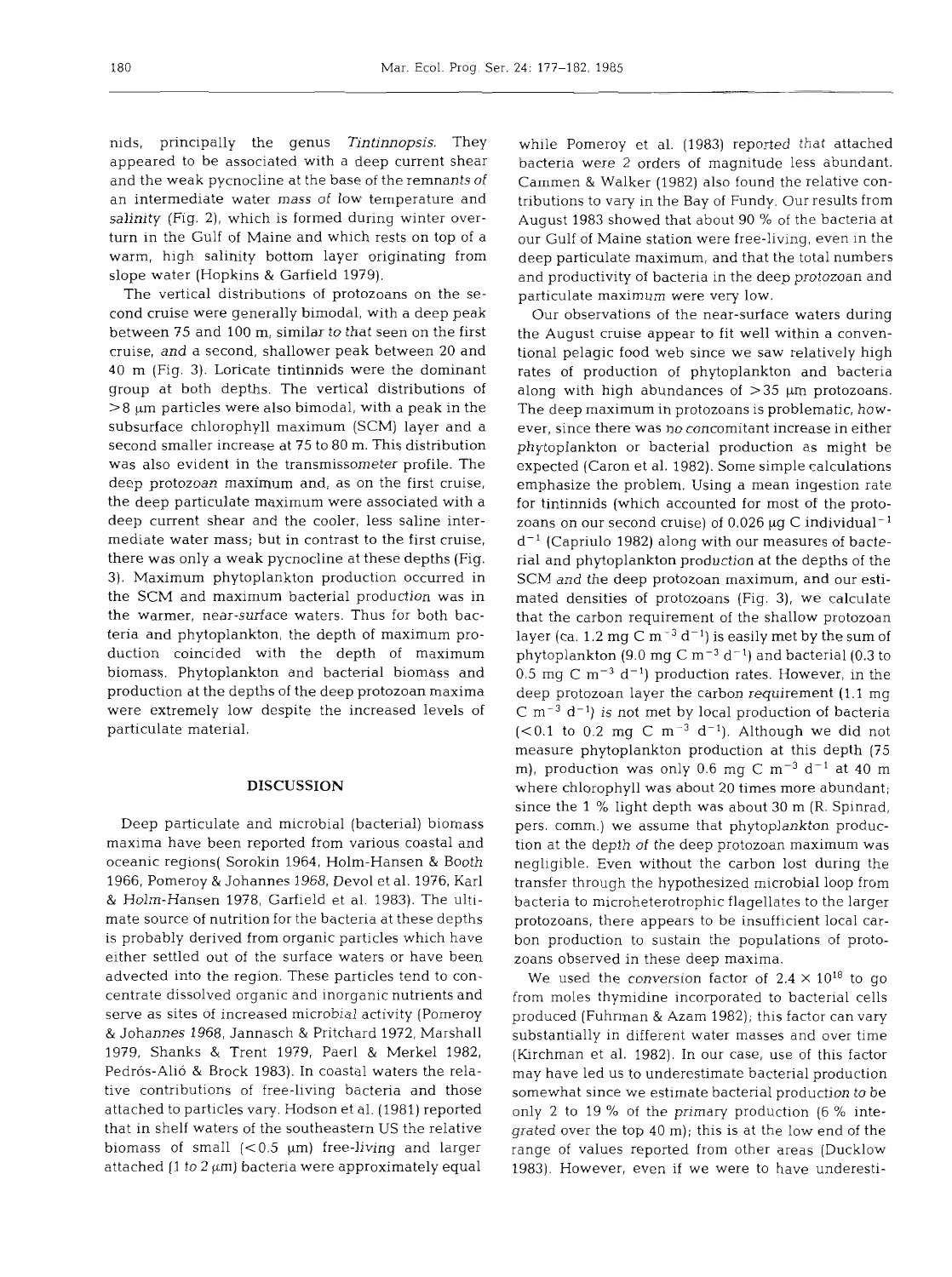nids, principally the genus *Tintinnopsis*. They appeared to be associated with a deep current shear and the weak pycnocline at the base of the remnants of an intermediate water mass of low temperature and salinity (Fig. 2), which is formed during winter overturn in the Gulf of Maine and which rests on top of a warm, high salinity bottom layer originating from slope water (Hopkins & Garfield 1979).

The vertical distributions of protozoans on the second cruise were generally bimodal, with a deep peak between 75 and 100 m, similar to that seen on the first cruise, and a second, shallower peak between 20 and 40 m (Fig. 3). Loricate tintinnids were the dominant group at both depths. The vertical distributions of >8 µm particles were also bimodal, with a peak in the subsurface chlorophyll maximum (SCM) layer and a second smaller increase at 75 to 80 m. This distribution was also evident in the transmissometer profile. The deep protozoan maximum and, as on the first cruise, the deep particulate maximum were associated with a deep current shear and the cooler, less saline intermediate water mass; but in contrast to the first cruise, there was only a weak pycnocline at these depths (Fig. 3). Maximum phytoplankton production occurred in the SCM and maximum bacterial production was in the warmer, near-surface waters. Thus for both bacteria and phytoplankton, the depth of maximum production coincided with the depth of maximum biomass. Phytoplankton and bacterial biomass and production at the depths of the deep protozoan maxima were extremely low despite the increased levels of particulate material.

## DISCUSSION

Deep particulate and microbial (bacterial) biomass maxima have been reported from various coastal and oceanic regions( Sorokin 1964, Holm-Hansen & Booth 1966, Pomeroy & Johannes 1968, Devol et al. 1976, Karl & Holm-Hansen 1978, Garfield et al. 1983). The ultimate source of nutrition for the bacteria at these depths is probably derived from organic particles which have either settled out of the surface waters or have been advected into the region. These particles tend to concentrate dissolved organic and inorganic nutrients and serve as sites of increased microbial activity (Pomeroy & Johannes 1968, Jannasch & Pritchard 1972, Marshall 1979, Shanks & Trent 1979, Paerl & Merkel 1982, Pedrós-Alió & Brock 1983). In coastal waters the relative contributions of free-living bacteria and those attached to particles vary. Hodson et al. (1981) reported that in shelf waters of the southeastern US the relative biomass of small (<0.5 µm) free-living and larger attached (1 to 2 µm) bacteria were approximately equal while Pomeroy et al. (1983) reported that attached bacteria were 2 orders of magnitude less abundant. Cammen & Walker (1982) also found the relative contributions to vary in the Bay of Fundy. Our results from August 1983 showed that about 90 % of the bacteria at our Gulf of Maine station were free-living, even in the deep particulate maximum, and that the total numbers and productivity of bacteria in the deep protozoan and particulate maximum were very low.

Our observations of the near-surface waters during the August cruise appear to fit well within a conventional pelagic food web since we saw relatively high rates of production of phytoplankton and bacteria along with high abundances of >35 µm protozoans. The deep maximum in protozoans is problematic, however, since there was no concomitant increase in either phytoplankton or bacterial production as might be expected (Caron et al. 1982). Some simple calculations emphasize the problem. Using a mean ingestion rate for tintinnids (which accounted for most of the protozoans on our second cruise) of 0.026 µg C individual$^{-1}$ d$^{-1}$ (Capriulo 1982) along with our measures of bacterial and phytoplankton production at the depths of the SCM and the deep protozoan maximum, and our estimated densities of protozoans (Fig. 3), we calculate that the carbon requirement of the shallow protozoan layer (ca. 1.2 mg C m$^{-3}$ d$^{-1}$) is easily met by the sum of phytoplankton (9.0 mg C m$^{-3}$ d$^{-1}$) and bacterial (0.3 to 0.5 mg C m$^{-3}$ d$^{-1}$) production rates. However, in the deep protozoan layer the carbon requirement (1.1 mg C m$^{-3}$ d$^{-1}$) is not met by local production of bacteria (<0.1 to 0.2 mg C m$^{-3}$ d$^{-1}$). Although we did not measure phytoplankton production at this depth (75 m), production was only 0.6 mg C m$^{-3}$ d$^{-1}$ at 40 m where chlorophyll was about 20 times more abundant; since the 1 % light depth was about 30 m (R. Spinrad, pers. comm.) we assume that phytoplankton production at the depth of the deep protozoan maximum was negligible. Even without the carbon lost during the transfer through the hypothesized microbial loop from bacteria to microheterotrophic flagellates to the larger protozoans, there appears to be insufficient local carbon production to sustain the populations of protozoans observed in these deep maxima.

We used the conversion factor of $2.4 \times 10^{18}$ to go from moles thymidine incorporated to bacterial cells produced (Fuhrman & Azam 1982); this factor can vary substantially in different water masses and over time (Kirchman et al. 1982). In our case, use of this factor may have led us to underestimate bacterial production somewhat since we estimate bacterial production to be only 2 to 19 % of the primary production (6 % integrated over the top 40 m); this is at the low end of the range of values reported from other areas (Ducklow 1983). However, even if we were to have underesti-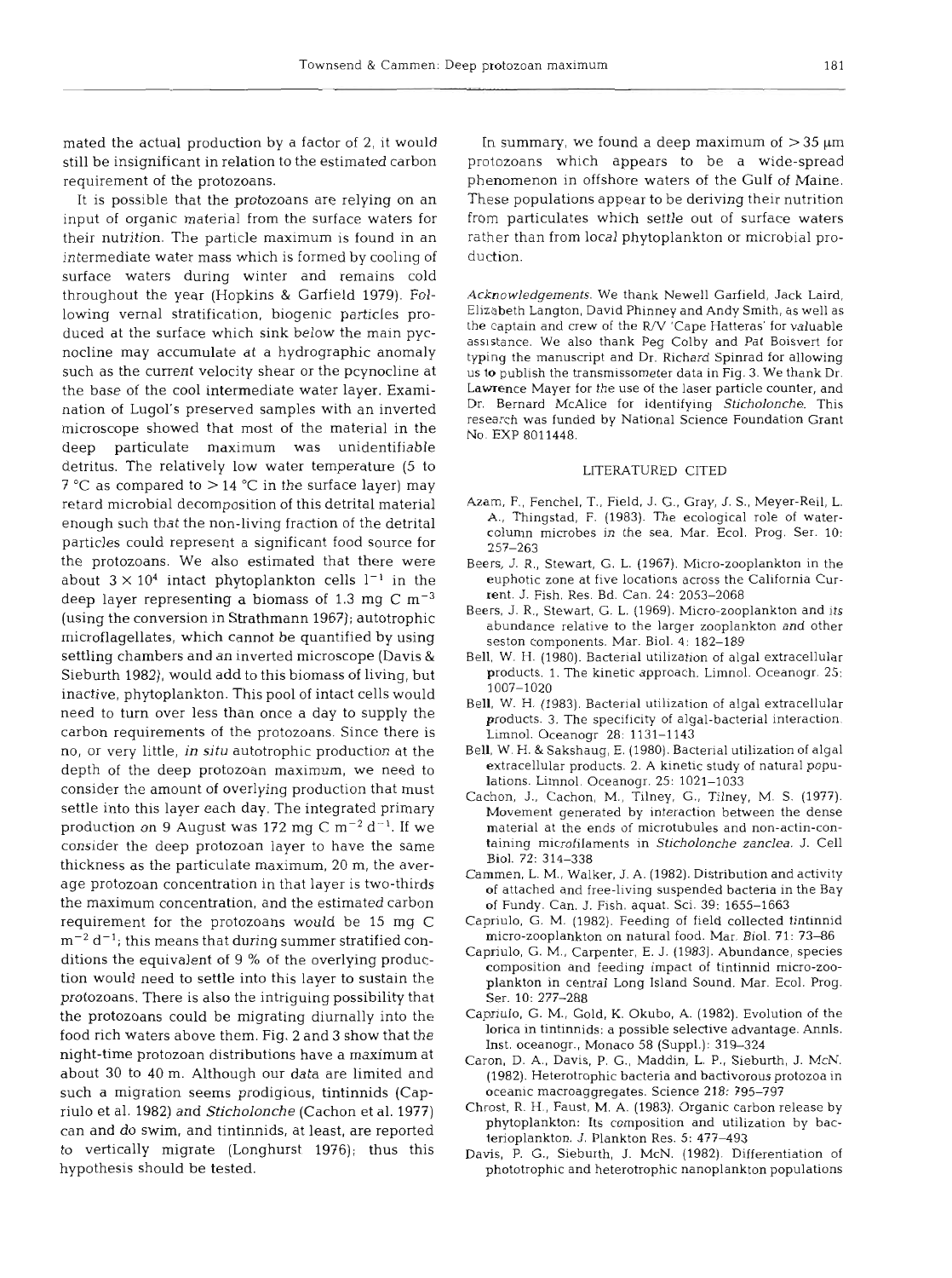mated the actual production by a factor of 2, it would still be insignificant in relation to the estimated carbon requirement of the protozoans.

It is possible that the protozoans are relying on an input of organic material from the surface waters for their nutrition. The particle maximum is found in an intermediate water mass which is formed by cooling of surface waters during winter and remains cold throughout the year (Hopkins & Garfield 1979). Following vernal stratification, biogenic particles produced at the surface which sink below the main pycnocline may accumulate at a hydrographic anomaly such as the current velocity shear or the pcynocline at the base of the cool intermediate water layer. Examination of Lugol's preserved samples with an inverted microscope showed that most of the material in the deep particulate maximum was unidentifiable detritus. The relatively low water temperature (5 to 7 °C as compared to > 14 °C in the surface layer) may retard microbial decomposition of this detrital material enough such that the non-living fraction of the detrital particles could represent a significant food source for the protozoans. We also estimated that there were about $3 \times 10^4$ intact phytoplankton cells $l^{-1}$ in the deep layer representing a biomass of 1.3 mg C $m^{-3}$ (using the conversion in Strathmann 1967); autotrophic microflagellates, which cannot be quantified by using settling chambers and an inverted microscope (Davis & Sieburth 1982), would add to this biomass of living, but inactive, phytoplankton. This pool of intact cells would need to turn over less than once a day to supply the carbon requirements of the protozoans. Since there is no, or very little, *in situ* autotrophic production at the depth of the deep protozoan maximum, we need to consider the amount of overlying production that must settle into this layer each day. The integrated primary production on 9 August was 172 mg C $m^{-2}$ $d^{-1}$. If we consider the deep protozoan layer to have the same thickness as the particulate maximum, 20 m, the average protozoan concentration in that layer is two-thirds the maximum concentration, and the estimated carbon requirement for the protozoans would be 15 mg C $m^{-2}$ $d^{-1}$; this means that during summer stratified conditions the equivalent of 9 % of the overlying production would need to settle into this layer to sustain the protozoans. There is also the intriguing possibility that the protozoans could be migrating diurnally into the food rich waters above them. Fig. 2 and 3 show that the night-time protozoan distributions have a maximum at about 30 to 40 m. Although our data are limited and such a migration seems prodigious, tintinnids (Capriulo et al. 1982) and *Sticholonche* (Cachon et al. 1977) can and do swim, and tintinnids, at least, are reported to vertically migrate (Longhurst 1976); thus this hypothesis should be tested.

In summary, we found a deep maximum of > 35 µm protozoans which appears to be a wide-spread phenomenon in offshore waters of the Gulf of Maine. These populations appear to be deriving their nutrition from particulates which settle out of surface waters rather than from local phytoplankton or microbial production.

*Acknowledgements.* We thank Newell Garfield, Jack Laird, Elizabeth Langton, David Phinney and Andy Smith, as well as the captain and crew of the R/V 'Cape Hatteras' for valuable assistance. We also thank Peg Colby and Pat Boisvert for typing the manuscript and Dr. Richard Spinrad for allowing us to publish the transmissometer data in Fig. 3. We thank Dr. Lawrence Mayer for the use of the laser particle counter, and Dr. Bernard McAlice for identifying *Sticholonche*. This research was funded by National Science Foundation Grant No. EXP 8011448.

## LITERATURED CITED

Azam, F., Fenchel, T., Field, J. G., Gray, J. S., Meyer-Reil, L. A., Thingstad, F. (1983). The ecological role of water-column microbes in the sea. Mar. Ecol. Prog. Ser. 10: 257–263

Beers, J. R., Stewart, G. L. (1967). Micro-zooplankton in the euphotic zone at five locations across the California Current. J. Fish. Res. Bd. Can. 24: 2053–2068

Beers, J. R., Stewart, G. L. (1969). Micro-zooplankton and its abundance relative to the larger zooplankton and other seston components. Mar. Biol. 4: 182–189

Bell, W. H. (1980). Bacterial utilization of algal extracellular products. 1. The kinetic approach. Limnol. Oceanogr. 25: 1007–1020

Bell, W. H. (1983). Bacterial utilization of algal extracellular products. 3. The specificity of algal-bacterial interaction. Limnol. Oceanogr. 28: 1131–1143

Bell, W. H. & Sakshaug, E. (1980). Bacterial utilization of algal extracellular products. 2. A kinetic study of natural populations. Limnol. Oceanogr. 25: 1021–1033

Cachon, J., Cachon, M., Tilney, G., Tilney, M. S. (1977). Movement generated by interaction between the dense material at the ends of microtubules and non-actin-containing microfilaments in *Sticholonche zanclea*. J. Cell Biol. 72: 314–338

Cammen, L. M., Walker, J. A. (1982). Distribution and activity of attached and free-living suspended bacteria in the Bay of Fundy. Can. J. Fish. aquat. Sci. 39: 1655–1663

Capriulo, G. M. (1982). Feeding of field collected tintinnid micro-zooplankton on natural food. Mar. Biol. 71: 73–86

Capriulo, G. M., Carpenter, E. J. (1983). Abundance, species composition and feeding impact of tintinnid micro-zooplankton in central Long Island Sound. Mar. Ecol. Prog. Ser. 10: 277–288

Capriulo, G. M., Gold, K. Okubo, A. (1982). Evolution of the lorica in tintinnids: a possible selective advantage. Annls. Inst. oceanogr., Monaco 58 (Suppl.): 319–324

Caron, D. A., Davis, P. G., Maddin, L. P., Sieburth, J. McN. (1982). Heterotrophic bacteria and bactivorous protozoa in oceanic macroaggregates. Science 218: 795–797

Chrost, R. H., Faust, M. A. (1983). Organic carbon release by phytoplankton: Its composition and utilization by bacterioplankton. J. Plankton Res. 5: 477–493

Davis, P. G., Sieburth, J. McN. (1982). Differentiation of phototrophic and heterotrophic nanoplankton populations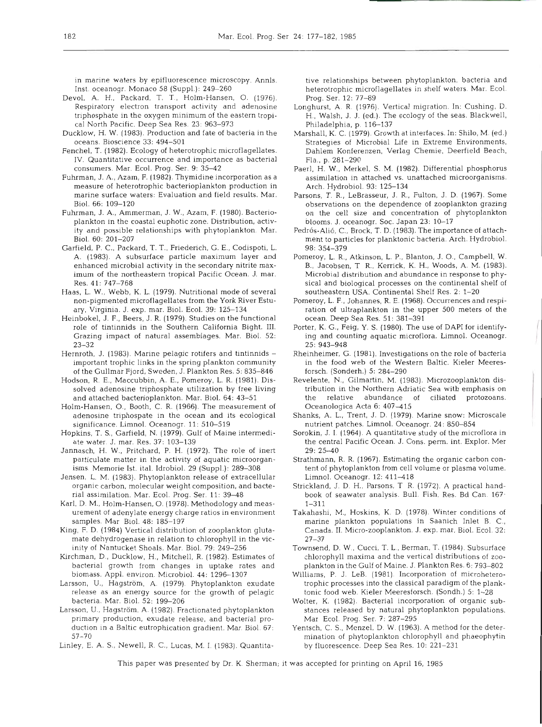in marine waters by epifluorescence microscopy. Annls. Inst. oceanogr. Monaco 58 (Suppl.): 249–260

Devol, A. H., Packard, T. T., Holm-Hansen, O. (1976). Respiratory electron transport activity and adenosine triphosphate in the oxygen minimum of the eastern tropical North Pacific. Deep Sea Res. 23: 963–973

Ducklow, H. W. (1983). Production and fate of bacteria in the oceans. Bioscience 33: 494–501

Fenchel, T. (1982). Ecology of heterotrophic microflagellates. IV. Quantitative occurrence and importance as bacterial consumers. Mar. Ecol. Prog. Ser. 9: 35–42

Fuhrman, J. A., Azam, F. (1982). Thymidine incorporation as a measure of heterotrophic bacterioplankton production in marine surface waters: Evaluation and field results. Mar. Biol. 66: 109–120

Fuhrman, J. A., Ammerman, J. W., Azam, F. (1980). Bacterioplankton in the coastal euphotic zone. Distribution, activity and possible relationships with phytoplankton. Mar. Biol. 60: 201–207

Garfield, P. C., Packard, T. T., Friederich, G. E., Codispoti, L. A. (1983). A subsurface particle maximum layer and enhanced microbial activity in the secondary nitrite maximum of the northeastern tropical Pacific Ocean. J. mar. Res. 41: 747–768

Haas, L. W., Webb, K. L. (1979). Nutritional mode of several non-pigmented microflagellates from the York River Estuary, Virginia. J. exp. mar. Biol. Ecol. 39: 125–134

Heinbokel, J. F., Beers, J. R. (1979). Studies on the functional role of tintinnids in the Southern California Bight. III. Grazing impact of natural assemblages. Mar. Biol. 52: 23–32

Hernroth, J. (1983). Marine pelagic rotifers and tintinnids – important trophic links in the spring plankton community of the Gullmar Fjord, Sweden, J. Plankton Res. 5: 835–846

Hodson, R. E., Maccubbin, A. E., Pomeroy, L. R. (1981). Dissolved adenosine triphosphate utilization by free living and attached bacterioplankton. Mar. Biol. 64: 43–51

Holm-Hansen, O., Booth, C. R. (1966). The measurement of adenosine triphospate in the ocean and its ecological significance. Limnol. Oceanogr. 11: 510–519

Hopkins, T. S., Garfield, N. (1979). Gulf of Maine intermediate water. J. mar. Res. 37: 103–139

Jannasch, H. W., Pritchard, P. H. (1972). The role of inert particulate matter in the activity of aquatic microorganisms. Memorie Ist. ital. Idrobiol. 29 (Suppl.): 289–308

Jensen, L. M. (1983). Phytoplankton release of extracellular organic carbon, molecular weight composition, and bacterial assimilation. Mar. Ecol. Prog. Ser. 11: 39–48

Karl, D. M., Holm-Hansen, O. (1978). Methodology and measurement of adenylate energy charge ratios in environment samples. Mar Biol. 48: 185–197

King, F. D. (1984) Vertical distribution of zooplankton glutamate dehydrogenase in relation to chlorophyll in the vicinity of Nantucket Shoals. Mar. Biol. 79: 249–256

Kirchman, D., Ducklow, H., Mitchell, R. (1982). Estimates of bacterial growth from changes in uptake rates and biomass. Appl. environ. Microbiol. 44: 1296–1307

Larsson, U., Hagström, A. (1979). Phytoplankton exudate release as an energy source for the growth of pelagic bacteria. Mar. Biol. 52: 199–206

Larsson, U., Hagström, A. (1982). Fractionated phytoplankton primary production, exudate release, and bacterial production in a Baltic eutrophication gradient. Mar. Biol. 67: 57–70

Linley, E. A. S., Newell, R. C., Lucas, M. I. (1983). Quantitative relationships between phytoplankton, bacteria and heterotrophic microflagellates in shelf waters. Mar. Ecol. Prog. Ser. 12: 77–89

Longhurst, A. R. (1976). Vertical migration. In: Cushing, D. H., Walsh, J. J. (ed.). The ecology of the seas. Blackwell, Philadelphia, p. 116–137

Marshall, K. C. (1979). Growth at interfaces. In: Shilo, M. (ed.) Strategies of Microbial Life in Extreme Environments, Dahlem Konferenzen, Verlag Chemie, Deerfield Beach, Fla., p. 281–290

Paerl, H. W., Merkel, S. M. (1982). Differential phosphorus assimilation in attached vs. unattached microorganisms. Arch. Hydrobiol. 93: 125–134

Parsons, T. R., LeBrasseur, J. R., Fulton, J. D. (1967). Some observations on the dependence of zooplankton grazing on the cell size and concentration of phytoplankton blooms. J. oceanogr. Soc. Japan 23: 10–17

Pedrós-Alió, C., Brock, T. D. (1983). The importance of attachment to particles for planktonic bacteria. Arch. Hydrobiol. 98: 354–379

Pomeroy, L. R., Atkinson, L. P., Blanton, J. O., Campbell, W. B., Jacobsen, T. R., Kerrick, K. H., Woods, A. M. (1983). Microbial distribution and abundance in response to physical and biological processes on the continental shelf of southeastern USA. Continental Shelf Res. 2: 1–20

Pomeroy, L. F., Johannes, R. E. (1968). Occurrences and respiration of ultraplankton in the upper 500 meters of the ocean. Deep Sea Res. 51: 381–391

Porter, K. G., Feig, Y. S. (1980). The use of DAPI for identifying and counting aquatic microflora. Limnol. Oceanogr. 25: 943–948

Rheinheimer, G. (1981). Investigations on the role of bacteria in the food web of the Western Baltic. Kieler Meeresforsch. (Sonderh.) 5: 284–290

Revelente, N., Gilmartin, M. (1983). Microzooplankton distribution in the Northern Adriatic Sea with emphasis on the relative abundance of ciliated protozoans. Oceanologica Acta 6: 407–415

Shanks, A. L., Trent, J. D. (1979). Marine snow: Microscale nutrient patches. Limnol. Oceanogr. 24: 850–854

Sorokin, J. I. (1964). A quantitative study of the microflora in the central Pacific Ocean. J. Cons. perm. int. Explor. Mer 29: 25–40

Strathmann, R. R. (1967). Estimating the organic carbon content of phytoplankton from cell volume or plasma volume. Limnol. Oceanogr. 12: 411–418

Strickland, J. D. H., Parsons, T. R. (1972). A practical handbook of seawater analysis. Bull. Fish. Res. Bd Can. 167: 1–311

Takahashi, M., Hoskins, K. D. (1978). Winter conditions of marine plankton populations in Saanich Inlet B. C., Canada. II. Micro-zooplankton. J. exp. mar. Biol. Ecol. 32: 27–37

Townsend, D. W., Cucci, T. L., Berman, T. (1984). Subsurface chlorophyll maxima and the vertical distributions of zooplankton in the Gulf of Maine. J. Plankton Res. 6: 793–802

Williams, P. J. LeB. (1981). Incorporation of microheterotrophic processes into the classical paradigm of the planktonic food web. Kieler Meeresforsch. (Sondh.) 5: 1–28

Wolter, K. (1982). Bacterial incorporation of organic substances released by natural phytoplankton populations. Mar Ecol. Prog. Ser. 7: 287–295

Yentsch, C. S., Menzel, D. W. (1963). A method for the determination of phytoplankton chlorophyll and phaeophytin by fluorescence. Deep Sea Res. 10: 221–231

This paper was presented by Dr. K. Sherman; it was accepted for printing on April 16, 1985